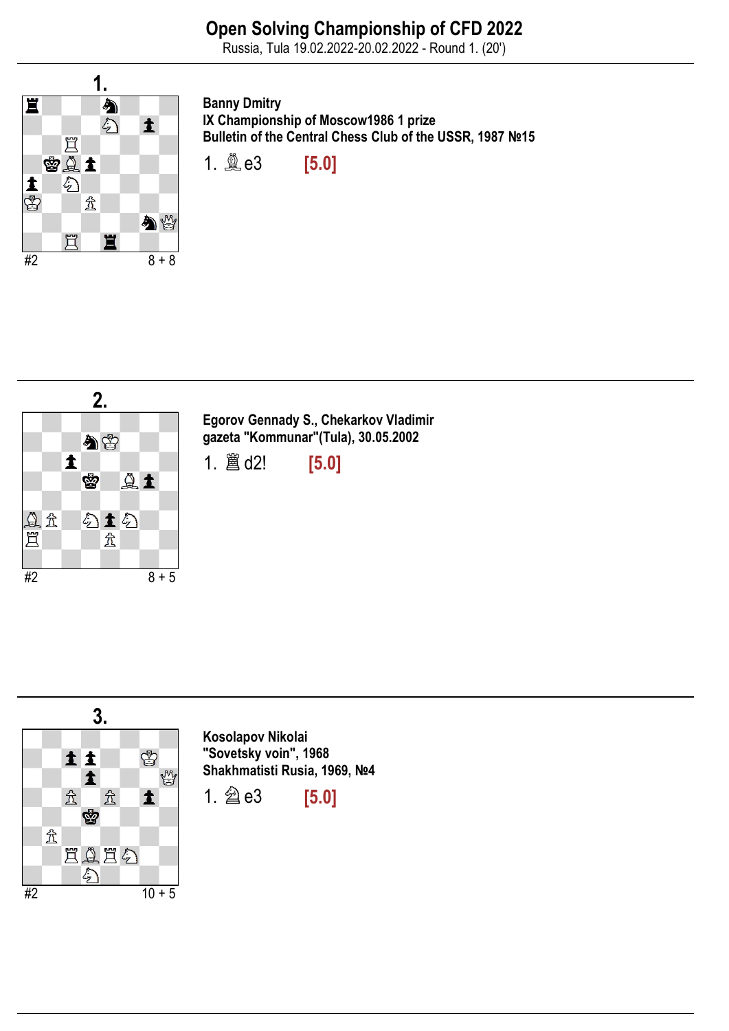# Open Solving Championship of CFD 2022

Russia, Tula 19.02.2022-20.02.2022 - Round 1. (20')

## 1.

**Banny Dmitry**
**IX Championship of Moscow1986 1 prize**
**Bulletin of the Central Chess Club of the USSR, 1987 №15**

1. ♗e3 **[5.0]**

#2 8 + 8

## 2.

**Egorov Gennady S., Chekarkov Vladimir**
**gazeta "Kommunar"(Tula), 30.05.2002**

1. ♖d2! **[5.0]**

#2 8 + 5

## 3.

**Kosolapov Nikolai**
**"Sovetsky voin", 1968**
**Shakhmatisti Rusia, 1969, №4**

1. ♘e3 **[5.0]**

#2 10 + 5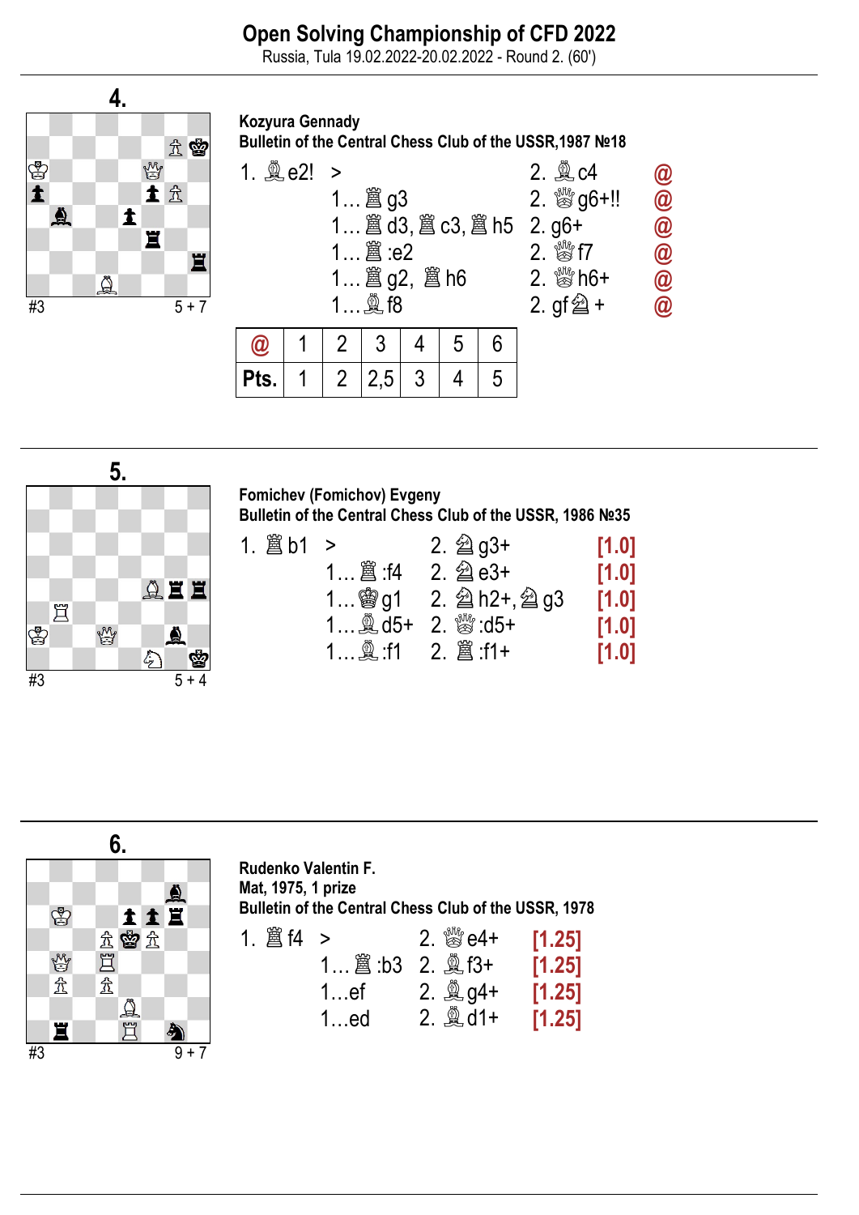# Open Solving Championship of CFD 2022

Russia, Tula 19.02.2022-20.02.2022 - Round 2. (60')

---

## 4.

#3 5 + 7

**Kozyura Gennady**
**Bulletin of the Central Chess Club of the USSR,1987 №18**

| | | | |
|---|---|---|---|
| 1. ♗e2! | > | 2. ♗c4 | @ |
| | 1…♖g3 | 2. ♕g6+!! | @ |
| | 1…♖d3, ♖c3, ♖h5 | 2. g6+ | @ |
| | 1…♖:e2 | 2. ♕f7 | @ |
| | 1…♖g2, ♖h6 | 2. ♕h6+ | @ |
| | 1…♗f8 | 2. gf♘+ | @ |

| @ | 1 | 2 | 3 | 4 | 5 | 6 |
|---|---|---|---|---|---|---|
| Pts. | 1 | 2 | 2,5 | 3 | 4 | 5 |

---

## 5.

#3 5 + 4

**Fomichev (Fomichov) Evgeny**
**Bulletin of the Central Chess Club of the USSR, 1986 №35**

| | | | |
|---|---|---|---|
| 1. ♖b1 | > | 2. ♘g3+ | [1.0] |
| | 1…♖:f4 | 2. ♘e3+ | [1.0] |
| | 1…♔g1 | 2. ♘h2+, ♘g3 | [1.0] |
| | 1…♗d5+ | 2. ♕:d5+ | [1.0] |
| | 1…♗:f1 | 2. ♖:f1+ | [1.0] |

---

## 6.

#3 9 + 7

**Rudenko Valentin F.**
**Mat, 1975, 1 prize**
**Bulletin of the Central Chess Club of the USSR, 1978**

| | | | |
|---|---|---|---|
| 1. ♖f4 | > | 2. ♕e4+ | [1.25] |
| | 1…♖:b3 | 2. ♗f3+ | [1.25] |
| | 1…ef | 2. ♗g4+ | [1.25] |
| | 1…ed | 2. ♗d1+ | [1.25] |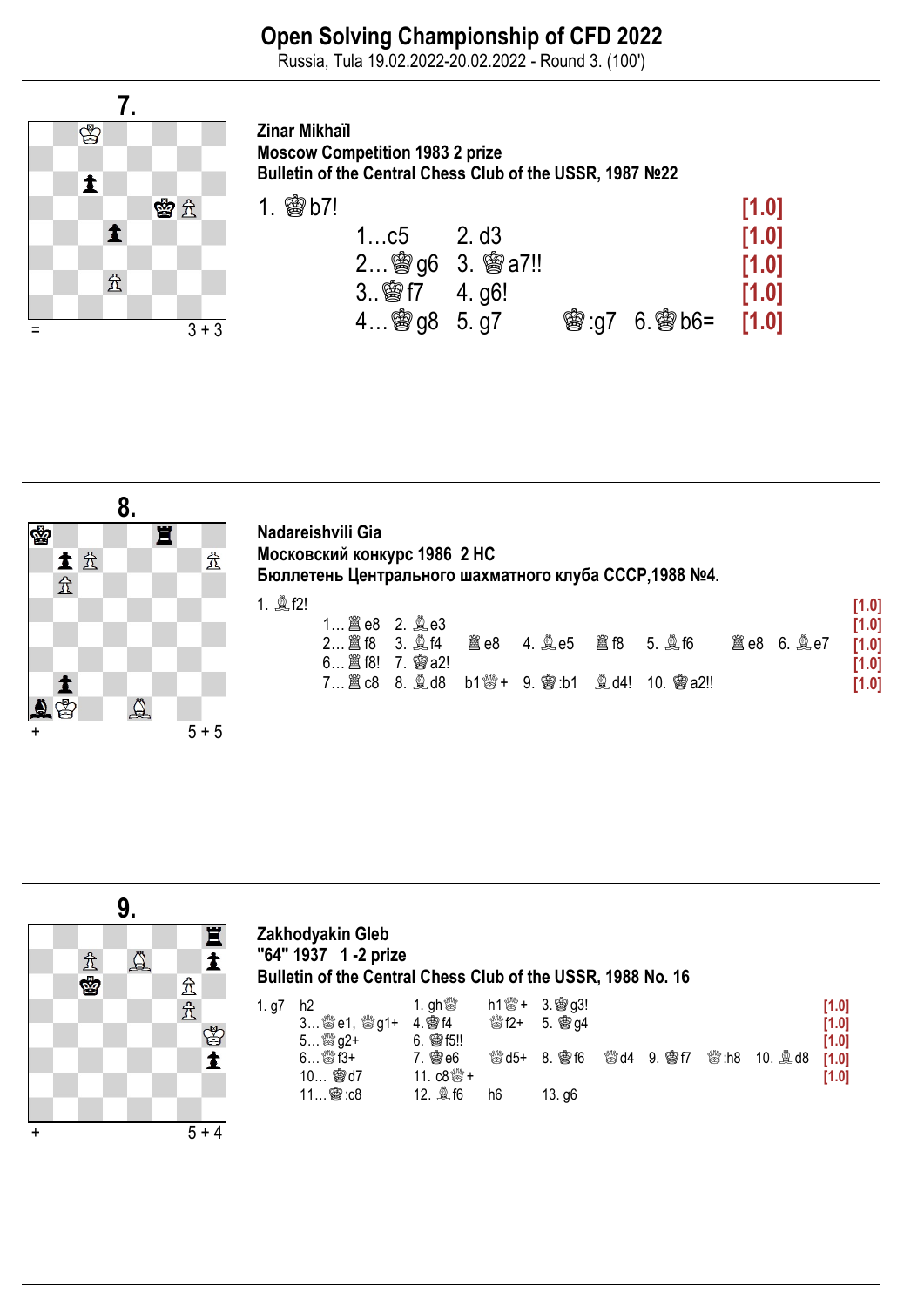# Open Solving Championship of CFD 2022

Russia, Tula 19.02.2022-20.02.2022 - Round 3. (100')

## 7.

= 3 + 3

**Zinar Mikhaïl**
**Moscow Competition 1983 2 prize**
**Bulletin of the Central Chess Club of the USSR, 1987 №22**

1. ♔b7! [1.0]

1…c5 2. d3 [1.0]

2…♔g6 3. ♔a7!! [1.0]

3..♔f7 4. g6! [1.0]

4…♔g8 5. g7 ♔:g7 6. ♔b6= [1.0]

## 8.

+ 5 + 5

**Nadareishvili Gia**
**Московский конкурс 1986 2 HC**
**Бюллетень Центрального шахматного клуба СССР,1988 №4.**

1. ♗f2! [1.0]

1… ♖e8 2. ♗e3 [1.0]

2… ♖f8 3. ♗f4 ♖e8 4. ♗e5 ♖f8 5. ♗f6 ♖e8 6. ♗e7 [1.0]

6… ♖f8! 7. ♔a2! [1.0]

7… ♖c8 8. ♗d8 b1♕+ 9. ♔:b1 ♗d4! 10. ♔a2!! [1.0]

## 9.

+ 5 + 4

**Zakhodyakin Gleb**
**"64" 1937 1 -2 prize**
**Bulletin of the Central Chess Club of the USSR, 1988 No. 16**

1. g7 h2 1. gh♕ h1♕+ 3. ♔g3! [1.0]

3… ♕e1, ♕g1+ 4. ♔f4 ♕f2+ 5. ♔g4 [1.0]

5… ♕g2+ 6. ♔f5!! [1.0]

6… ♕f3+ 7. ♔e6 ♕d5+ 8. ♔f6 ♕d4 9. ♔f7 ♕:h8 10. ♗d8 [1.0]

10… ♔d7 11. c8♕+ [1.0]

11… ♔:c8 12. ♗f6 h6 13. g6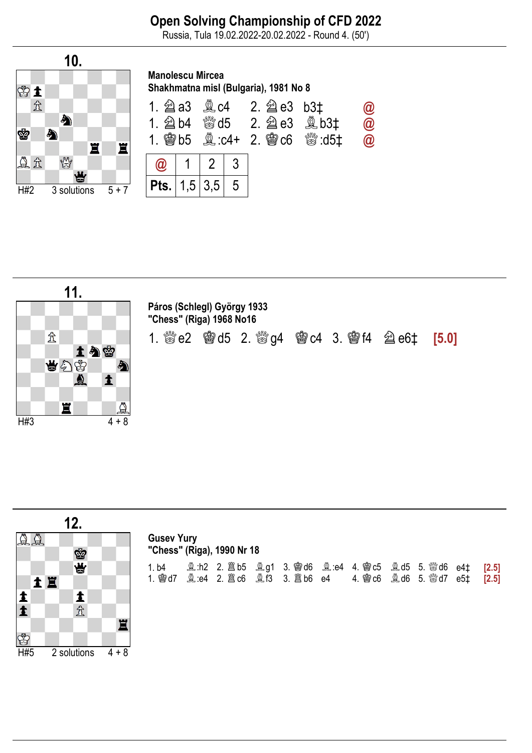# Open Solving Championship of CFD 2022

Russia, Tula 19.02.2022-20.02.2022 - Round 4. (50')

## 10.

H#2 — 3 solutions — 5 + 7

**Manolescu Mircea**
**Shakhmatna misl (Bulgaria), 1981 No 8**

1. ♘a3 ♗c4 2. ♘e3 b3‡ @
1. ♘b4 ♕d5 2. ♘e3 ♗b3‡ @
1. ♔b5 ♗:c4+ 2. ♔c6 ♕:d5‡ @

| @ | 1 | 2 | 3 |
|---|---|---|---|
| Pts. | 1,5 | 3,5 | 5 |

## 11.

H#3 — 4 + 8

**Páros (Schlegl) György 1933**
**"Chess" (Riga) 1968 No16**

1. ♕e2 ♔d5 2. ♕g4 ♔c4 3. ♔f4 ♘e6‡ **[5.0]**

## 12.

H#5 — 2 solutions — 4 + 8

**Gusev Yury**
**"Chess" (Riga), 1990 Nr 18**

1. b4 ♗:h2 2. ♖b5 ♗g1 3. ♔d6 ♗:e4 4. ♔c5 ♗d5 5. ♕d6 e4‡ **[2.5]**
1. ♔d7 ♗:e4 2. ♖c6 ♗f3 3. ♖b6 e4 4. ♔c6 ♗d6 5. ♕d7 e5‡ **[2.5]**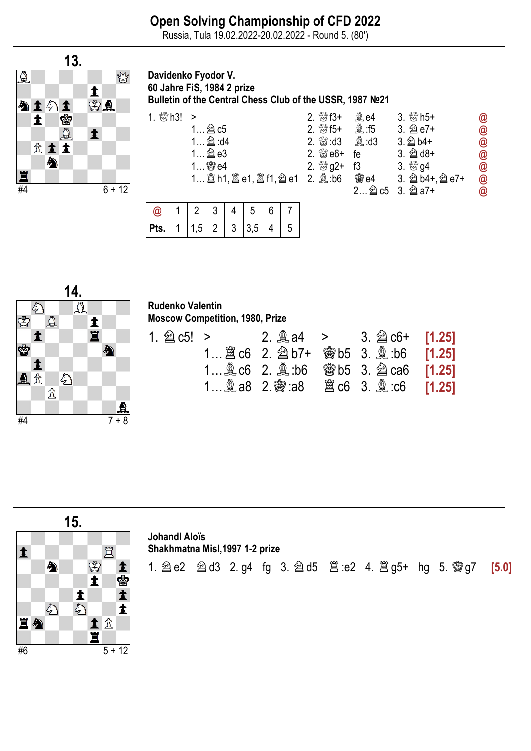# Open Solving Championship of CFD 2022

Russia, Tula 19.02.2022-20.02.2022 - Round 5. (80')

## 13.

#4 — 6 + 12

**Davidenko Fyodor V.**
**60 Jahre FiS, 1984 2 prize**
**Bulletin of the Central Chess Club of the USSR, 1987 №21**

| | | | | | | |
|---|---|---|---|---|---|---|
| 1. ♕h3! | > | | 2. ♕f3+ | ♗e4 | 3. ♕h5+ | @ |
| | 1…♘c5 | | 2. ♕f5+ | ♗:f5 | 3. ♘e7+ | @ |
| | 1…♘:d4 | | 2. ♕:d3 | ♗:d3 | 3. ♘b4+ | @ |
| | 1…♘e3 | | 2. ♕e6+ | fe | 3. ♘d8+ | @ |
| | 1…♔e4 | | 2. ♕g2+ | f3 | 3. ♕g4 | @ |
| | 1…♖h1, ♖e1, ♖f1, ♘e1 | | 2. ♗:b6 | ♔e4 | 3. ♘b4+, ♘e7+ | @ |
| | | | | 2…♘c5 | 3. ♘a7+ | @ |

| @ | 1 | 2 | 3 | 4 | 5 | 6 | 7 |
|---|---|---|---|---|---|---|---|
| Pts. | 1 | 1,5 | 2 | 3 | 3,5 | 4 | 5 |

## 14.

#4 — 7 + 8

**Rudenko Valentin**
**Moscow Competition, 1980, Prize**

| | | | | | | |
|---|---|---|---|---|---|---|
| 1. ♘c5! | > | 2. ♗a4 | > | 3. ♘c6+ | | [1.25] |
| | 1…♖c6 | 2. ♘b7+ | ♔b5 | 3. ♗:b6 | | [1.25] |
| | 1…♗c6 | 2. ♗:b6 | ♔b5 | 3. ♘ca6 | | [1.25] |
| | 1…♗a8 | 2. ♔:a8 | ♖c6 | 3. ♗:c6 | | [1.25] |

## 15.

#6 — 5 + 12

**Johandl Aloïs**
**Shakhmatna Misl,1997 1-2 prize**

1. ♘e2 ♘d3 2. g4 fg 3. ♘d5 ♖:e2 4. ♖g5+ hg 5. ♔g7 **[5.0]**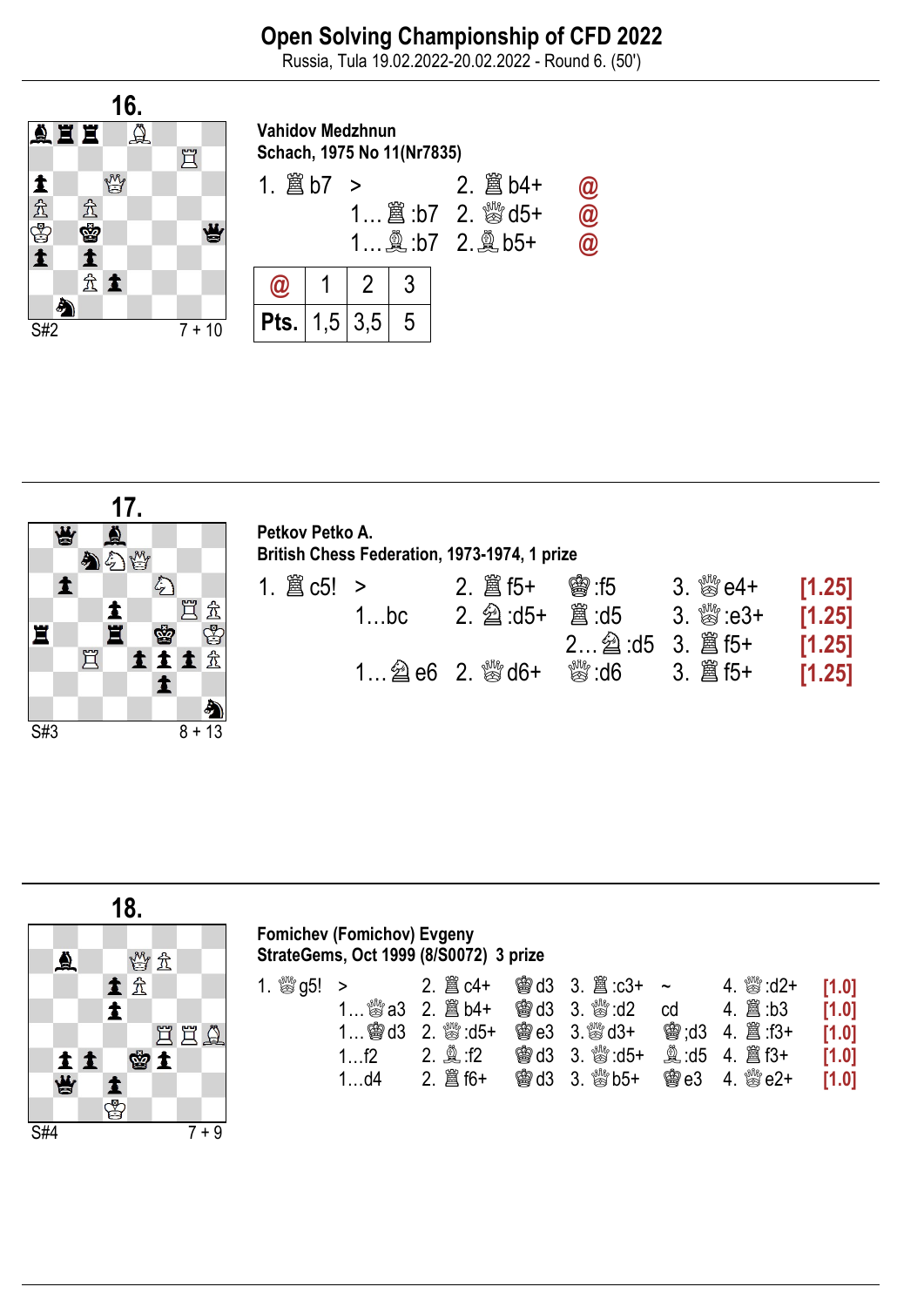# Open Solving Championship of CFD 2022

Russia, Tula 19.02.2022-20.02.2022 - Round 6. (50')

## 16.

S#2 7 + 10

**Vahidov Medzhnun**
**Schach, 1975 No 11(Nr7835)**

| | | | |
|---|---|---|---|
| 1. ♖b7 > | | 2. ♖b4+ | @ |
| | 1… ♖:b7 | 2. ♕d5+ | @ |
| | 1… ♗:b7 | 2. ♗b5+ | @ |

| @ | 1 | 2 | 3 |
|---|---|---|---|
| Pts. | 1,5 | 3,5 | 5 |

## 17.

S#3 8 + 13

**Petkov Petko A.**
**British Chess Federation, 1973-1974, 1 prize**

| | | | | | |
|---|---|---|---|---|---|
| 1. ♖c5! > | | 2. ♖f5+ | ♔:f5 | 3. ♕e4+ | [1.25] |
| | 1…bc | 2. ♘:d5+ | ♖:d5 | 3. ♕:e3+ | [1.25] |
| | | | 2… ♘:d5 | 3. ♖f5+ | [1.25] |
| | 1… ♘e6 | 2. ♕d6+ | ♕:d6 | 3. ♖f5+ | [1.25] |

## 18.

S#4 7 + 9

**Fomichev (Fomichov) Evgeny**
**StrateGems, Oct 1999 (8/S0072) 3 prize**

| | | | | | | | |
|---|---|---|---|---|---|---|---|
| 1. ♕g5! > | | 2. ♖c4+ | ♔d3 | 3. ♖:c3+ | ~ | 4. ♕:d2+ | [1.0] |
| | 1… ♕a3 | 2. ♖b4+ | ♔d3 | 3. ♕:d2 | cd | 4. ♖:b3 | [1.0] |
| | 1… ♔d3 | 2. ♕:d5+ | ♔e3 | 3. ♕d3+ | ♔;d3 | 4. ♖:f3+ | [1.0] |
| | 1…f2 | 2. ♗:f2 | ♔d3 | 3. ♕:d5+ | ♗:d5 | 4. ♖f3+ | [1.0] |
| | 1…d4 | 2. ♖f6+ | ♔d3 | 3. ♕b5+ | ♔e3 | 4. ♕e2+ | [1.0] |